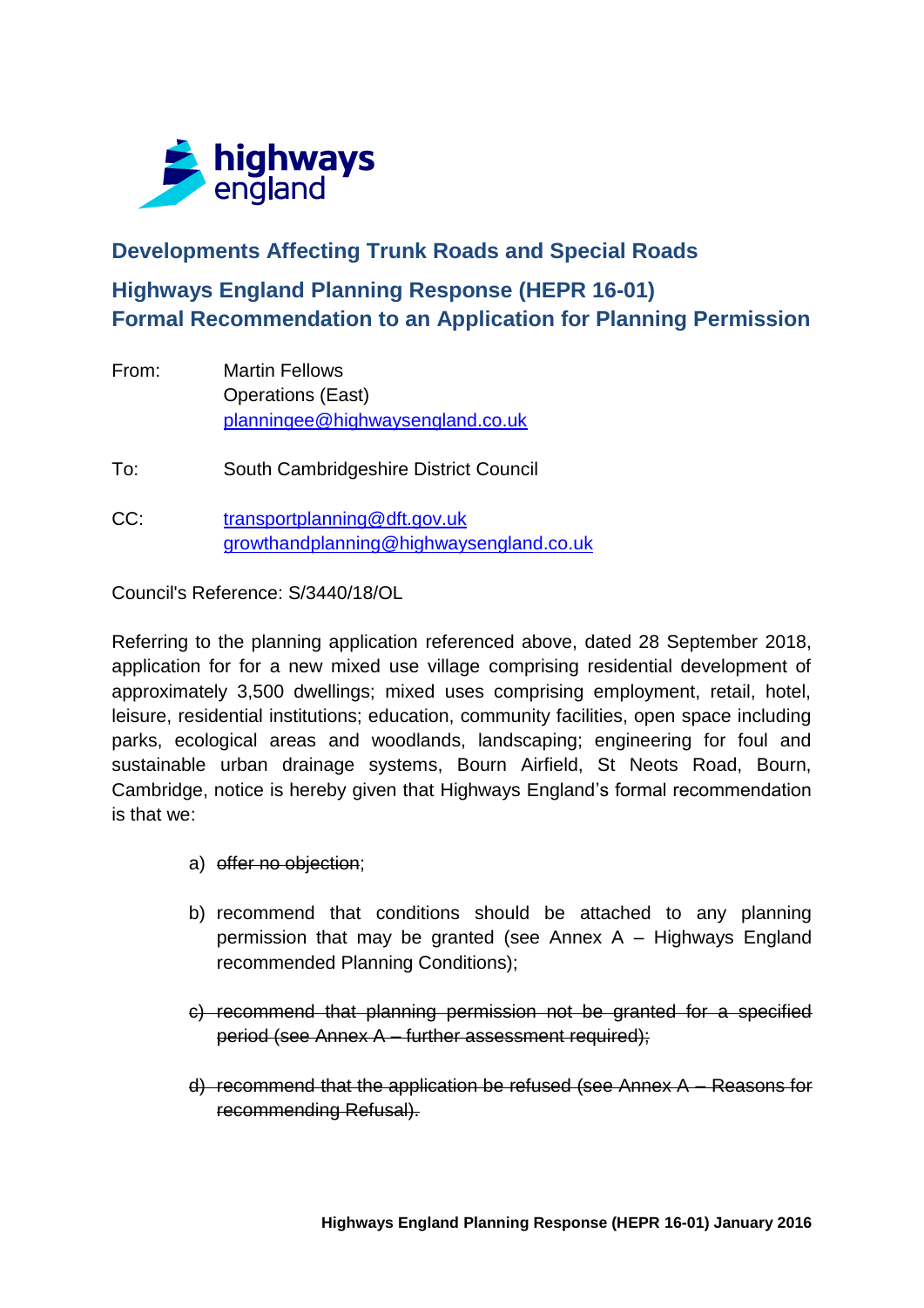## Developments Affecting Trunk Roads and Special Roads

## Highways England Planning Response (HEPR 16-01)
## Formal Recommendation to an Application for Planning Permission

From: Martin Fellows
Operations (East)
planningee@highwaysengland.co.uk

To: South Cambridgeshire District Council

CC: transportplanning@dft.gov.uk
growthandplanning@highwaysengland.co.uk

Council's Reference: S/3440/18/OL

Referring to the planning application referenced above, dated 28 September 2018, application for for a new mixed use village comprising residential development of approximately 3,500 dwellings; mixed uses comprising employment, retail, hotel, leisure, residential institutions; education, community facilities, open space including parks, ecological areas and woodlands, landscaping; engineering for foul and sustainable urban drainage systems, Bourn Airfield, St Neots Road, Bourn, Cambridge, notice is hereby given that Highways England's formal recommendation is that we:

a) ~~offer no objection~~;

b) recommend that conditions should be attached to any planning permission that may be granted (see Annex A – Highways England recommended Planning Conditions);

~~c) recommend that planning permission not be granted for a specified period (see Annex A – further assessment required);~~

~~d) recommend that the application be refused (see Annex A – Reasons for recommending Refusal).~~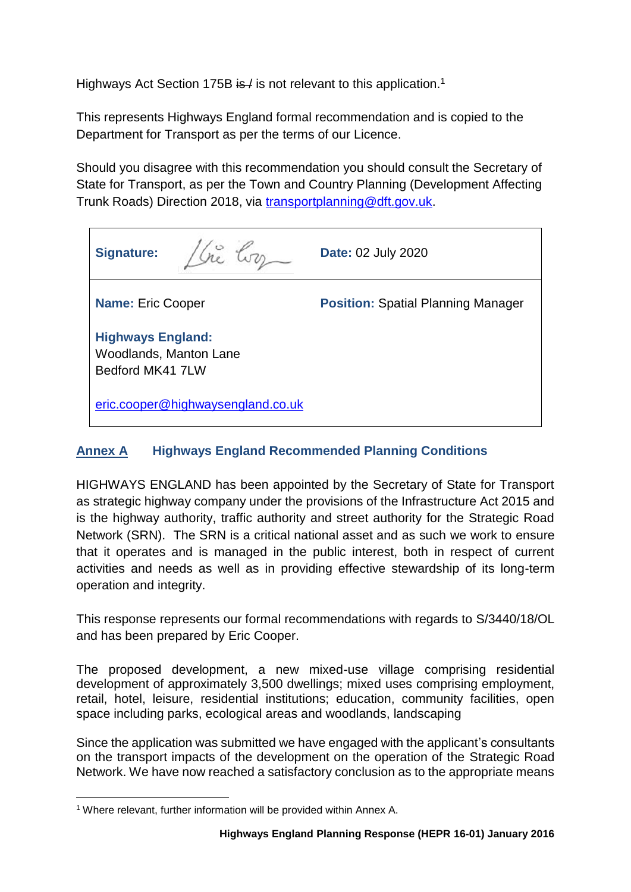Highways Act Section 175B ~~is /~~ is not relevant to this application.[1]

This represents Highways England formal recommendation and is copied to the Department for Transport as per the terms of our Licence.

Should you disagree with this recommendation you should consult the Secretary of State for Transport, as per the Town and Country Planning (Development Affecting Trunk Roads) Direction 2018, via transportplanning@dft.gov.uk.

| **Signature:** | **Date:** 02 July 2020 |
|---|---|
| **Name:** Eric Cooper<br><br>**Highways England:**<br>Woodlands, Manton Lane<br>Bedford MK41 7LW<br><br>eric.cooper@highwaysengland.co.uk | **Position:** Spatial Planning Manager |

## Annex A Highways England Recommended Planning Conditions

HIGHWAYS ENGLAND has been appointed by the Secretary of State for Transport as strategic highway company under the provisions of the Infrastructure Act 2015 and is the highway authority, traffic authority and street authority for the Strategic Road Network (SRN). The SRN is a critical national asset and as such we work to ensure that it operates and is managed in the public interest, both in respect of current activities and needs as well as in providing effective stewardship of its long-term operation and integrity.

This response represents our formal recommendations with regards to S/3440/18/OL and has been prepared by Eric Cooper.

The proposed development, a new mixed-use village comprising residential development of approximately 3,500 dwellings; mixed uses comprising employment, retail, hotel, leisure, residential institutions; education, community facilities, open space including parks, ecological areas and woodlands, landscaping

Since the application was submitted we have engaged with the applicant's consultants on the transport impacts of the development on the operation of the Strategic Road Network. We have now reached a satisfactory conclusion as to the appropriate means

[1] Where relevant, further information will be provided within Annex A.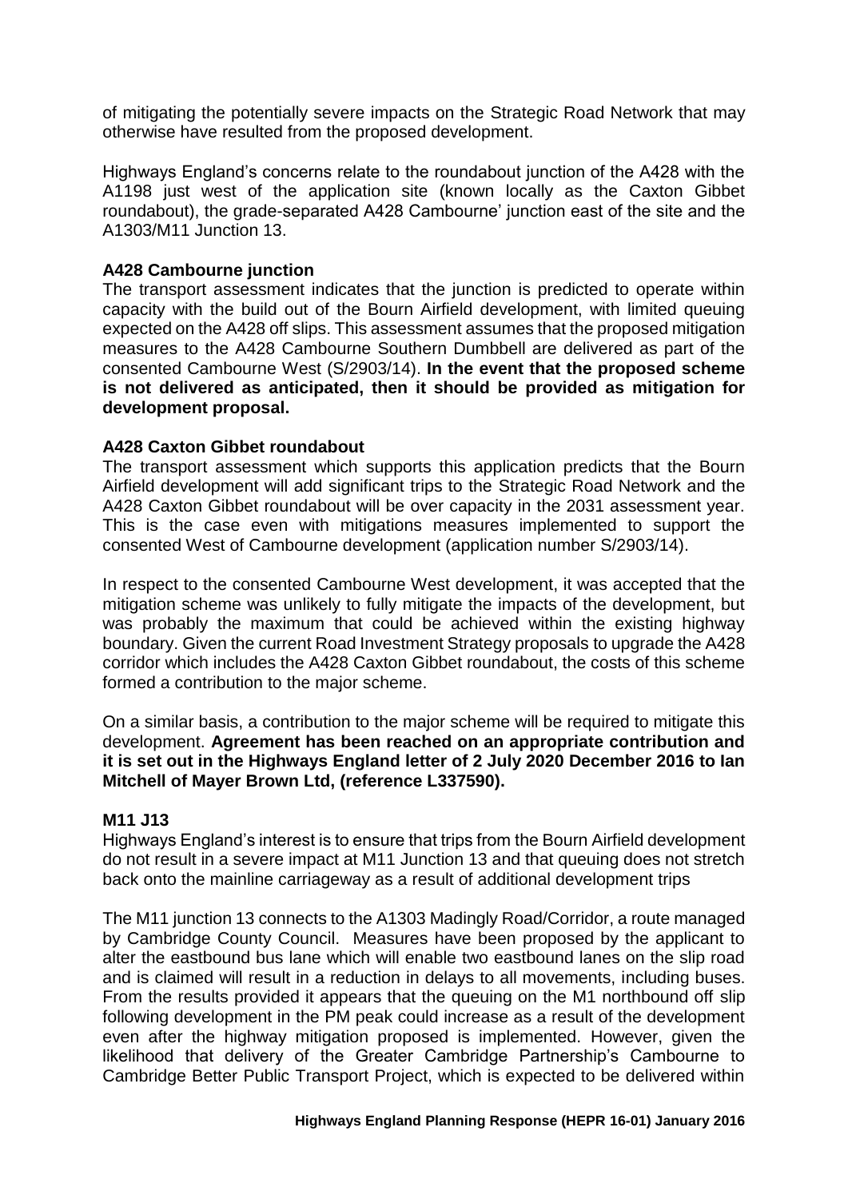of mitigating the potentially severe impacts on the Strategic Road Network that may otherwise have resulted from the proposed development.

Highways England's concerns relate to the roundabout junction of the A428 with the A1198 just west of the application site (known locally as the Caxton Gibbet roundabout), the grade-separated A428 Cambourne' junction east of the site and the A1303/M11 Junction 13.

**A428 Cambourne junction**

The transport assessment indicates that the junction is predicted to operate within capacity with the build out of the Bourn Airfield development, with limited queuing expected on the A428 off slips. This assessment assumes that the proposed mitigation measures to the A428 Cambourne Southern Dumbbell are delivered as part of the consented Cambourne West (S/2903/14). **In the event that the proposed scheme is not delivered as anticipated, then it should be provided as mitigation for development proposal.**

**A428 Caxton Gibbet roundabout**

The transport assessment which supports this application predicts that the Bourn Airfield development will add significant trips to the Strategic Road Network and the A428 Caxton Gibbet roundabout will be over capacity in the 2031 assessment year. This is the case even with mitigations measures implemented to support the consented West of Cambourne development (application number S/2903/14).

In respect to the consented Cambourne West development, it was accepted that the mitigation scheme was unlikely to fully mitigate the impacts of the development, but was probably the maximum that could be achieved within the existing highway boundary. Given the current Road Investment Strategy proposals to upgrade the A428 corridor which includes the A428 Caxton Gibbet roundabout, the costs of this scheme formed a contribution to the major scheme.

On a similar basis, a contribution to the major scheme will be required to mitigate this development. **Agreement has been reached on an appropriate contribution and it is set out in the Highways England letter of 2 July 2020 December 2016 to Ian Mitchell of Mayer Brown Ltd, (reference L337590).**

**M11 J13**

Highways England's interest is to ensure that trips from the Bourn Airfield development do not result in a severe impact at M11 Junction 13 and that queuing does not stretch back onto the mainline carriageway as a result of additional development trips

The M11 junction 13 connects to the A1303 Madingly Road/Corridor, a route managed by Cambridge County Council. Measures have been proposed by the applicant to alter the eastbound bus lane which will enable two eastbound lanes on the slip road and is claimed will result in a reduction in delays to all movements, including buses. From the results provided it appears that the queuing on the M1 northbound off slip following development in the PM peak could increase as a result of the development even after the highway mitigation proposed is implemented. However, given the likelihood that delivery of the Greater Cambridge Partnership's Cambourne to Cambridge Better Public Transport Project, which is expected to be delivered within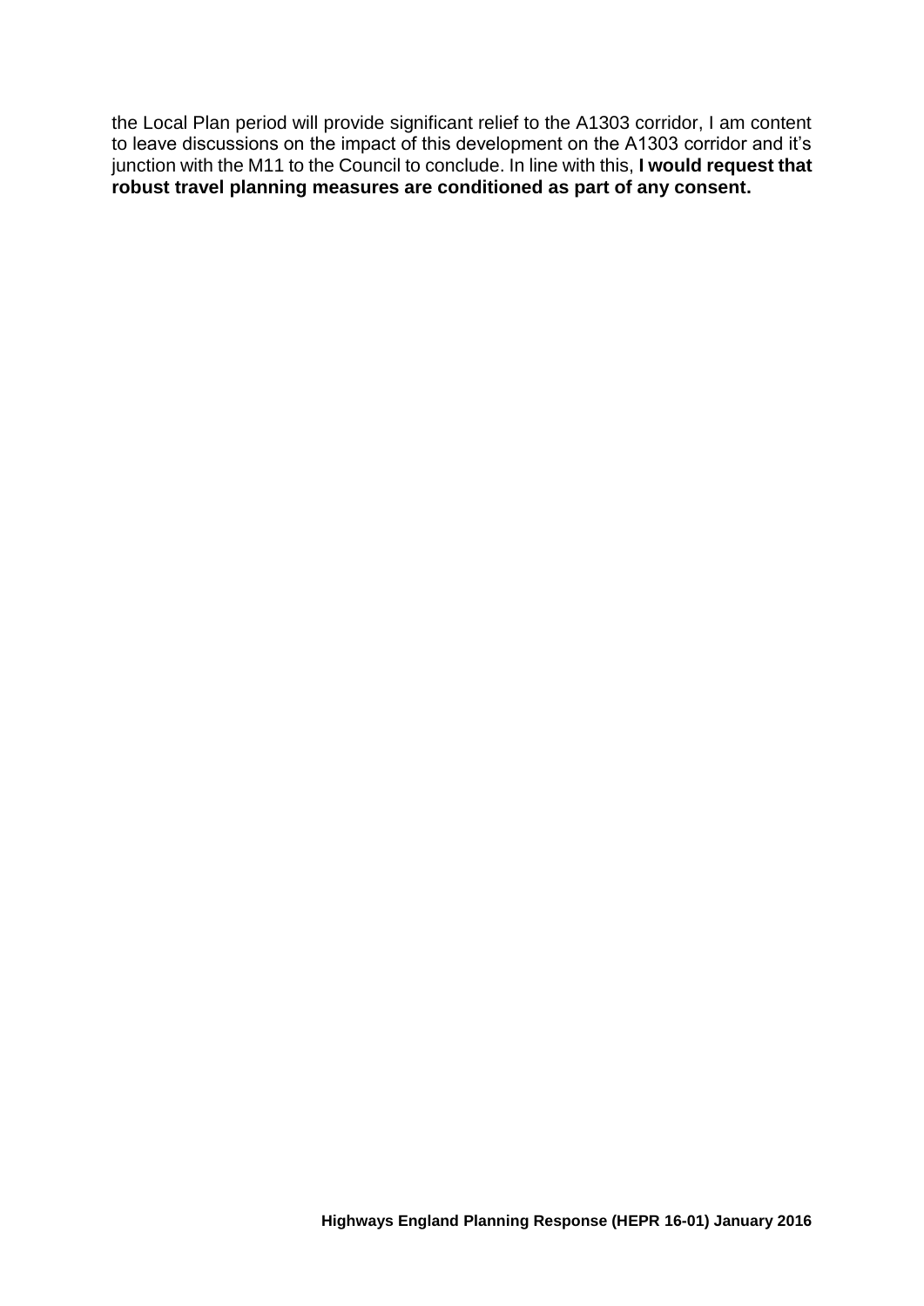the Local Plan period will provide significant relief to the A1303 corridor, I am content to leave discussions on the impact of this development on the A1303 corridor and it's junction with the M11 to the Council to conclude. In line with this, **I would request that robust travel planning measures are conditioned as part of any consent.**